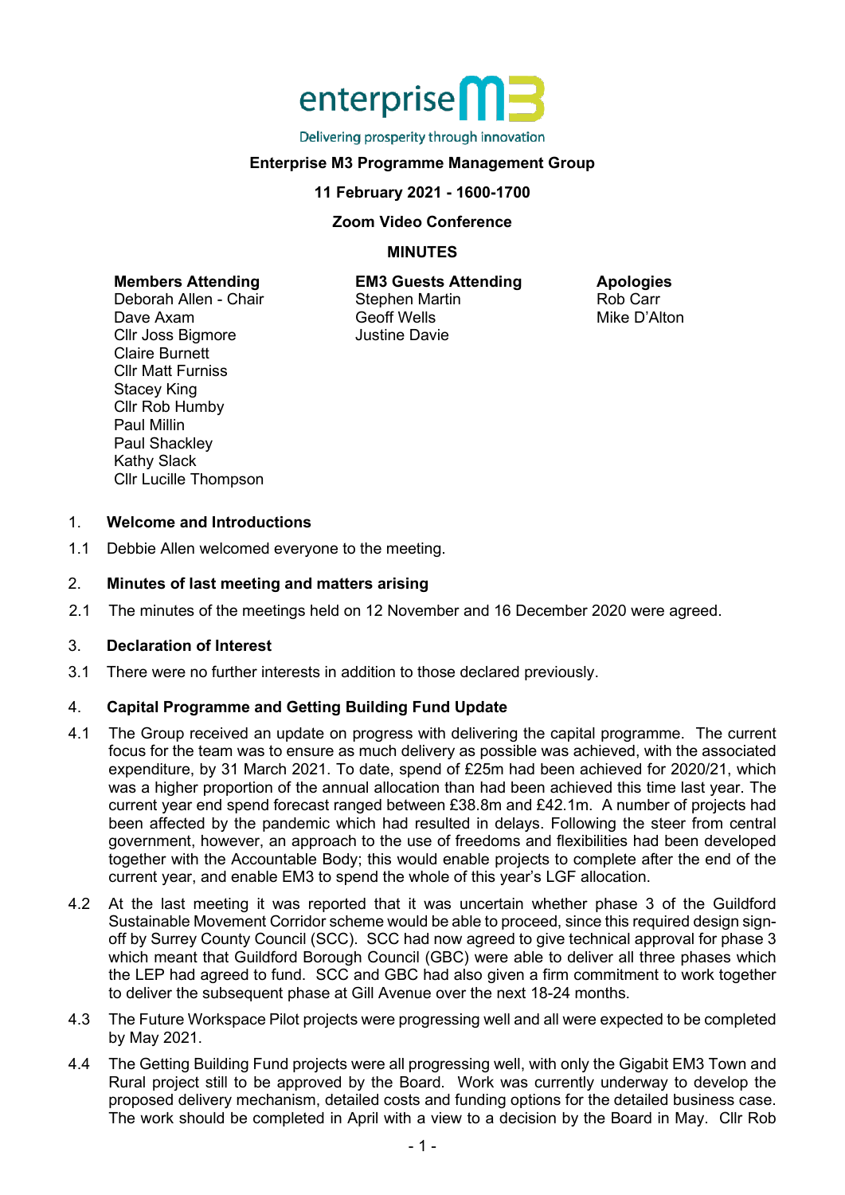enterprise M3

Delivering prosperity through innovation

**Enterprise M3 Programme Management Group**

**11 February 2021 - 1600-1700**

**Zoom Video Conference**

**MINUTES**

**Members Attending**
Deborah Allen - Chair
Dave Axam
Cllr Joss Bigmore
Claire Burnett
Cllr Matt Furniss
Stacey King
Cllr Rob Humby
Paul Millin
Paul Shackley
Kathy Slack
Cllr Lucille Thompson

**EM3 Guests Attending**
Stephen Martin
Geoff Wells
Justine Davie

**Apologies**
Rob Carr
Mike D'Alton

## 1. Welcome and Introductions

1.1 Debbie Allen welcomed everyone to the meeting.

## 2. Minutes of last meeting and matters arising

2.1 The minutes of the meetings held on 12 November and 16 December 2020 were agreed.

## 3. Declaration of Interest

3.1 There were no further interests in addition to those declared previously.

## 4. Capital Programme and Getting Building Fund Update

4.1 The Group received an update on progress with delivering the capital programme. The current focus for the team was to ensure as much delivery as possible was achieved, with the associated expenditure, by 31 March 2021. To date, spend of £25m had been achieved for 2020/21, which was a higher proportion of the annual allocation than had been achieved this time last year. The current year end spend forecast ranged between £38.8m and £42.1m. A number of projects had been affected by the pandemic which had resulted in delays. Following the steer from central government, however, an approach to the use of freedoms and flexibilities had been developed together with the Accountable Body; this would enable projects to complete after the end of the current year, and enable EM3 to spend the whole of this year's LGF allocation.

4.2 At the last meeting it was reported that it was uncertain whether phase 3 of the Guildford Sustainable Movement Corridor scheme would be able to proceed, since this required design sign-off by Surrey County Council (SCC). SCC had now agreed to give technical approval for phase 3 which meant that Guildford Borough Council (GBC) were able to deliver all three phases which the LEP had agreed to fund. SCC and GBC had also given a firm commitment to work together to deliver the subsequent phase at Gill Avenue over the next 18-24 months.

4.3 The Future Workspace Pilot projects were progressing well and all were expected to be completed by May 2021.

4.4 The Getting Building Fund projects were all progressing well, with only the Gigabit EM3 Town and Rural project still to be approved by the Board. Work was currently underway to develop the proposed delivery mechanism, detailed costs and funding options for the detailed business case. The work should be completed in April with a view to a decision by the Board in May. Cllr Rob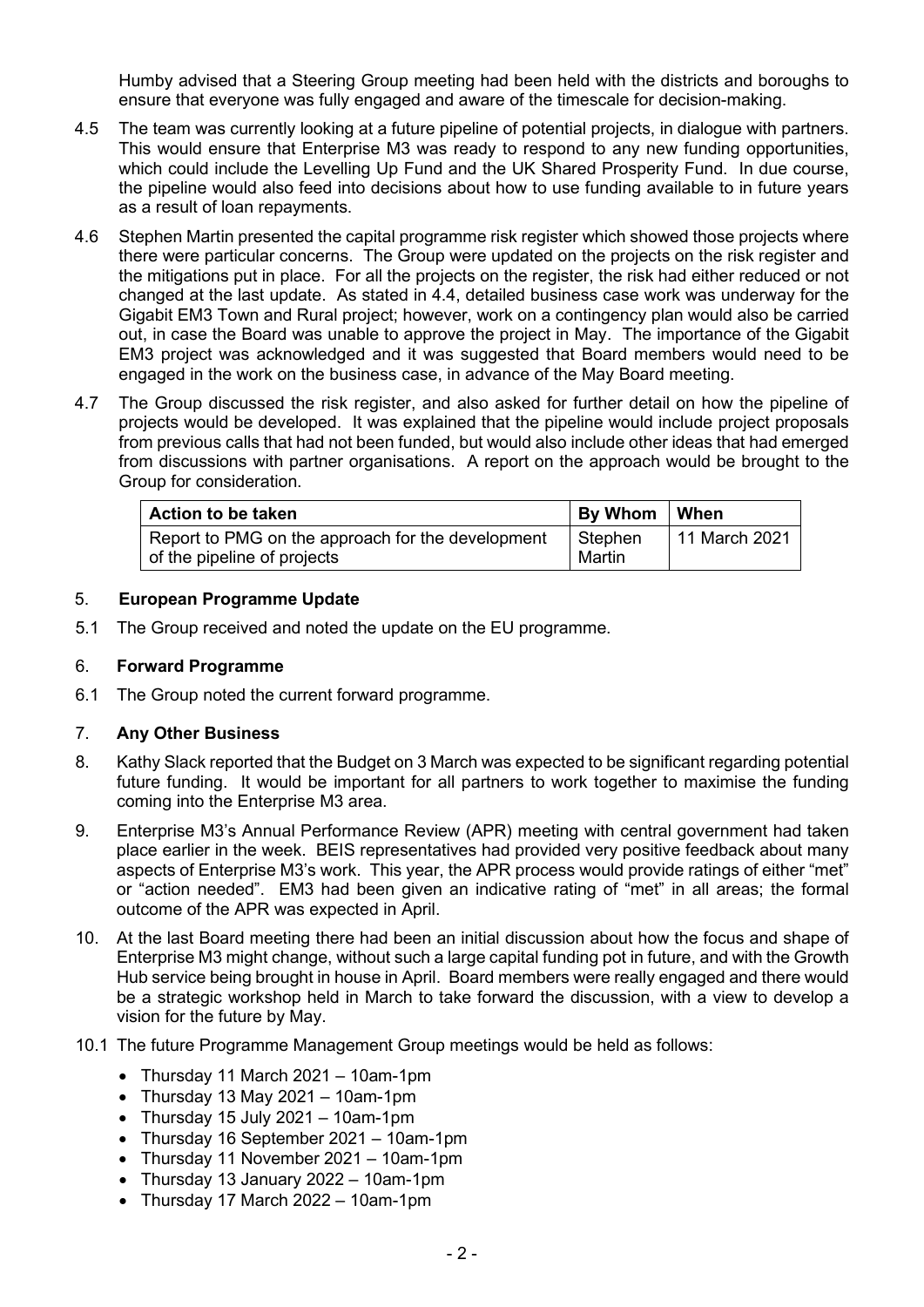Humby advised that a Steering Group meeting had been held with the districts and boroughs to ensure that everyone was fully engaged and aware of the timescale for decision-making.

4.5 The team was currently looking at a future pipeline of potential projects, in dialogue with partners. This would ensure that Enterprise M3 was ready to respond to any new funding opportunities, which could include the Levelling Up Fund and the UK Shared Prosperity Fund. In due course, the pipeline would also feed into decisions about how to use funding available to in future years as a result of loan repayments.

4.6 Stephen Martin presented the capital programme risk register which showed those projects where there were particular concerns. The Group were updated on the projects on the risk register and the mitigations put in place. For all the projects on the register, the risk had either reduced or not changed at the last update. As stated in 4.4, detailed business case work was underway for the Gigabit EM3 Town and Rural project; however, work on a contingency plan would also be carried out, in case the Board was unable to approve the project in May. The importance of the Gigabit EM3 project was acknowledged and it was suggested that Board members would need to be engaged in the work on the business case, in advance of the May Board meeting.

4.7 The Group discussed the risk register, and also asked for further detail on how the pipeline of projects would be developed. It was explained that the pipeline would include project proposals from previous calls that had not been funded, but would also include other ideas that had emerged from discussions with partner organisations. A report on the approach would be brought to the Group for consideration.

| Action to be taken | By Whom | When |
|---|---|---|
| Report to PMG on the approach for the development of the pipeline of projects | Stephen Martin | 11 March 2021 |

## 5. **European Programme Update**

5.1 The Group received and noted the update on the EU programme.

## 6. **Forward Programme**

6.1 The Group noted the current forward programme.

## 7. **Any Other Business**

8. Kathy Slack reported that the Budget on 3 March was expected to be significant regarding potential future funding. It would be important for all partners to work together to maximise the funding coming into the Enterprise M3 area.

9. Enterprise M3's Annual Performance Review (APR) meeting with central government had taken place earlier in the week. BEIS representatives had provided very positive feedback about many aspects of Enterprise M3's work. This year, the APR process would provide ratings of either "met" or "action needed". EM3 had been given an indicative rating of "met" in all areas; the formal outcome of the APR was expected in April.

10. At the last Board meeting there had been an initial discussion about how the focus and shape of Enterprise M3 might change, without such a large capital funding pot in future, and with the Growth Hub service being brought in house in April. Board members were really engaged and there would be a strategic workshop held in March to take forward the discussion, with a view to develop a vision for the future by May.

10.1 The future Programme Management Group meetings would be held as follows:

- Thursday 11 March 2021 – 10am-1pm
- Thursday 13 May 2021 – 10am-1pm
- Thursday 15 July 2021 – 10am-1pm
- Thursday 16 September 2021 – 10am-1pm
- Thursday 11 November 2021 – 10am-1pm
- Thursday 13 January 2022 – 10am-1pm
- Thursday 17 March 2022 – 10am-1pm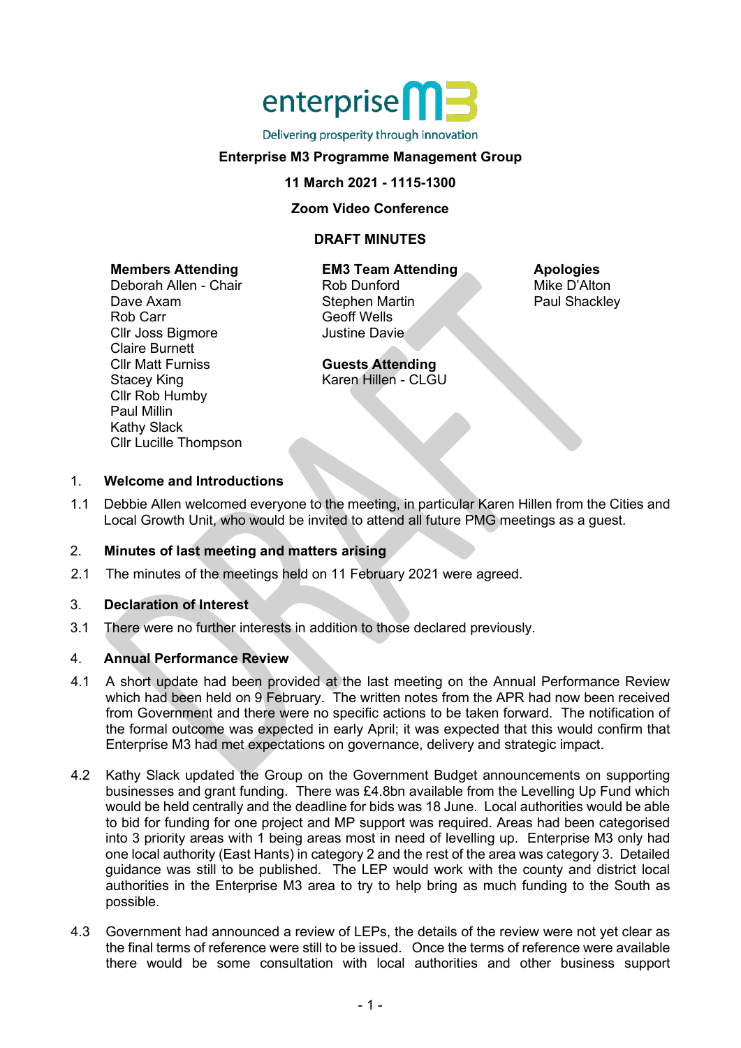enterprise M3

Delivering prosperity through innovation

**Enterprise M3 Programme Management Group**

**11 March 2021 - 1115-1300**

**Zoom Video Conference**

**DRAFT MINUTES**

**Members Attending**
Deborah Allen - Chair
Dave Axam
Rob Carr
Cllr Joss Bigmore
Claire Burnett
Cllr Matt Furniss
Stacey King
Cllr Rob Humby
Paul Millin
Kathy Slack
Cllr Lucille Thompson

**EM3 Team Attending**
Rob Dunford
Stephen Martin
Geoff Wells
Justine Davie

**Guests Attending**
Karen Hillen - CLGU

**Apologies**
Mike D'Alton
Paul Shackley

## 1. Welcome and Introductions

1.1 Debbie Allen welcomed everyone to the meeting, in particular Karen Hillen from the Cities and Local Growth Unit, who would be invited to attend all future PMG meetings as a guest.

## 2. Minutes of last meeting and matters arising

2.1 The minutes of the meetings held on 11 February 2021 were agreed.

## 3. Declaration of Interest

3.1 There were no further interests in addition to those declared previously.

## 4. Annual Performance Review

4.1 A short update had been provided at the last meeting on the Annual Performance Review which had been held on 9 February. The written notes from the APR had now been received from Government and there were no specific actions to be taken forward. The notification of the formal outcome was expected in early April; it was expected that this would confirm that Enterprise M3 had met expectations on governance, delivery and strategic impact.

4.2 Kathy Slack updated the Group on the Government Budget announcements on supporting businesses and grant funding. There was £4.8bn available from the Levelling Up Fund which would be held centrally and the deadline for bids was 18 June. Local authorities would be able to bid for funding for one project and MP support was required. Areas had been categorised into 3 priority areas with 1 being areas most in need of levelling up. Enterprise M3 only had one local authority (East Hants) in category 2 and the rest of the area was category 3. Detailed guidance was still to be published. The LEP would work with the county and district local authorities in the Enterprise M3 area to try to help bring as much funding to the South as possible.

4.3 Government had announced a review of LEPs, the details of the review were not yet clear as the final terms of reference were still to be issued. Once the terms of reference were available there would be some consultation with local authorities and other business support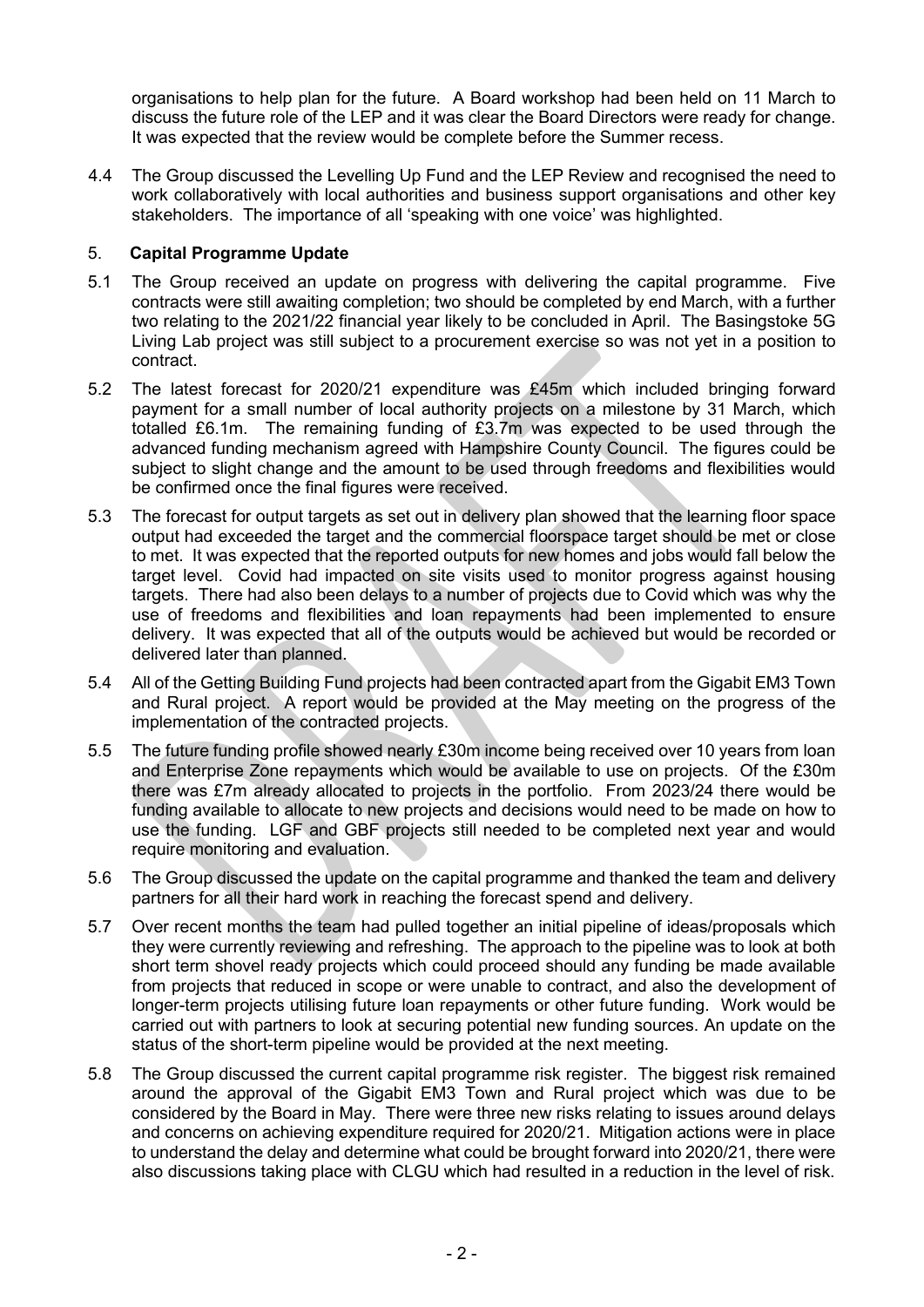organisations to help plan for the future. A Board workshop had been held on 11 March to discuss the future role of the LEP and it was clear the Board Directors were ready for change. It was expected that the review would be complete before the Summer recess.

4.4 The Group discussed the Levelling Up Fund and the LEP Review and recognised the need to work collaboratively with local authorities and business support organisations and other key stakeholders. The importance of all 'speaking with one voice' was highlighted.

## 5. Capital Programme Update

5.1 The Group received an update on progress with delivering the capital programme. Five contracts were still awaiting completion; two should be completed by end March, with a further two relating to the 2021/22 financial year likely to be concluded in April. The Basingstoke 5G Living Lab project was still subject to a procurement exercise so was not yet in a position to contract.

5.2 The latest forecast for 2020/21 expenditure was £45m which included bringing forward payment for a small number of local authority projects on a milestone by 31 March, which totalled £6.1m. The remaining funding of £3.7m was expected to be used through the advanced funding mechanism agreed with Hampshire County Council. The figures could be subject to slight change and the amount to be used through freedoms and flexibilities would be confirmed once the final figures were received.

5.3 The forecast for output targets as set out in delivery plan showed that the learning floor space output had exceeded the target and the commercial floorspace target should be met or close to met. It was expected that the reported outputs for new homes and jobs would fall below the target level. Covid had impacted on site visits used to monitor progress against housing targets. There had also been delays to a number of projects due to Covid which was why the use of freedoms and flexibilities and loan repayments had been implemented to ensure delivery. It was expected that all of the outputs would be achieved but would be recorded or delivered later than planned.

5.4 All of the Getting Building Fund projects had been contracted apart from the Gigabit EM3 Town and Rural project. A report would be provided at the May meeting on the progress of the implementation of the contracted projects.

5.5 The future funding profile showed nearly £30m income being received over 10 years from loan and Enterprise Zone repayments which would be available to use on projects. Of the £30m there was £7m already allocated to projects in the portfolio. From 2023/24 there would be funding available to allocate to new projects and decisions would need to be made on how to use the funding. LGF and GBF projects still needed to be completed next year and would require monitoring and evaluation.

5.6 The Group discussed the update on the capital programme and thanked the team and delivery partners for all their hard work in reaching the forecast spend and delivery.

5.7 Over recent months the team had pulled together an initial pipeline of ideas/proposals which they were currently reviewing and refreshing. The approach to the pipeline was to look at both short term shovel ready projects which could proceed should any funding be made available from projects that reduced in scope or were unable to contract, and also the development of longer-term projects utilising future loan repayments or other future funding. Work would be carried out with partners to look at securing potential new funding sources. An update on the status of the short-term pipeline would be provided at the next meeting.

5.8 The Group discussed the current capital programme risk register. The biggest risk remained around the approval of the Gigabit EM3 Town and Rural project which was due to be considered by the Board in May. There were three new risks relating to issues around delays and concerns on achieving expenditure required for 2020/21. Mitigation actions were in place to understand the delay and determine what could be brought forward into 2020/21, there were also discussions taking place with CLGU which had resulted in a reduction in the level of risk.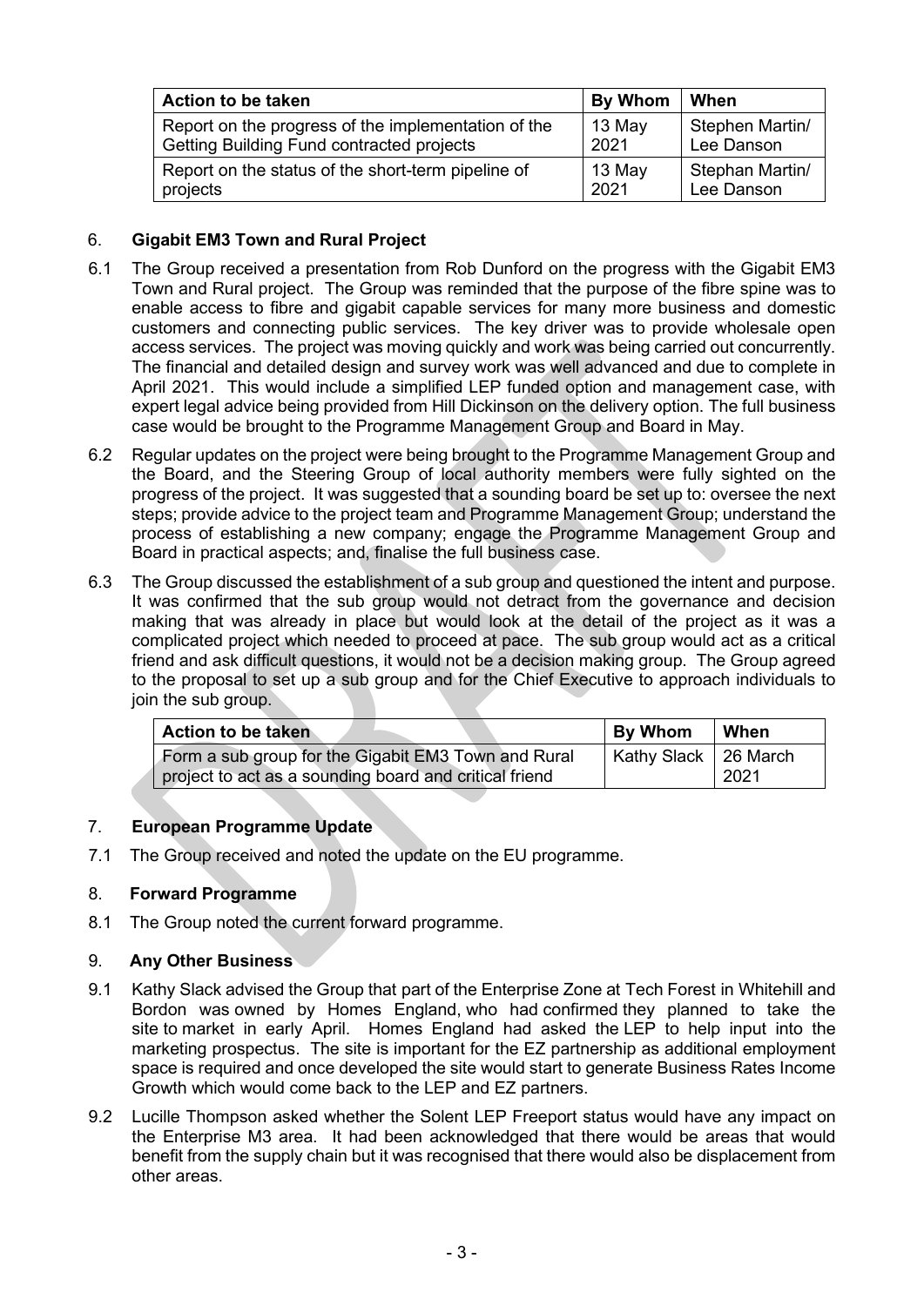| Action to be taken | By Whom | When |
|---|---|---|
| Report on the progress of the implementation of the Getting Building Fund contracted projects | 13 May 2021 | Stephen Martin/ Lee Danson |
| Report on the status of the short-term pipeline of projects | 13 May 2021 | Stephan Martin/ Lee Danson |

## 6. Gigabit EM3 Town and Rural Project

6.1 The Group received a presentation from Rob Dunford on the progress with the Gigabit EM3 Town and Rural project. The Group was reminded that the purpose of the fibre spine was to enable access to fibre and gigabit capable services for many more business and domestic customers and connecting public services. The key driver was to provide wholesale open access services. The project was moving quickly and work was being carried out concurrently. The financial and detailed design and survey work was well advanced and due to complete in April 2021. This would include a simplified LEP funded option and management case, with expert legal advice being provided from Hill Dickinson on the delivery option. The full business case would be brought to the Programme Management Group and Board in May.

6.2 Regular updates on the project were being brought to the Programme Management Group and the Board, and the Steering Group of local authority members were fully sighted on the progress of the project. It was suggested that a sounding board be set up to: oversee the next steps; provide advice to the project team and Programme Management Group; understand the process of establishing a new company; engage the Programme Management Group and Board in practical aspects; and, finalise the full business case.

6.3 The Group discussed the establishment of a sub group and questioned the intent and purpose. It was confirmed that the sub group would not detract from the governance and decision making that was already in place but would look at the detail of the project as it was a complicated project which needed to proceed at pace. The sub group would act as a critical friend and ask difficult questions, it would not be a decision making group. The Group agreed to the proposal to set up a sub group and for the Chief Executive to approach individuals to join the sub group.

| Action to be taken | By Whom | When |
|---|---|---|
| Form a sub group for the Gigabit EM3 Town and Rural project to act as a sounding board and critical friend | Kathy Slack | 26 March 2021 |

## 7. European Programme Update

7.1 The Group received and noted the update on the EU programme.

## 8. Forward Programme

8.1 The Group noted the current forward programme.

## 9. Any Other Business

9.1 Kathy Slack advised the Group that part of the Enterprise Zone at Tech Forest in Whitehill and Bordon was owned by Homes England, who had confirmed they planned to take the site to market in early April. Homes England had asked the LEP to help input into the marketing prospectus. The site is important for the EZ partnership as additional employment space is required and once developed the site would start to generate Business Rates Income Growth which would come back to the LEP and EZ partners.

9.2 Lucille Thompson asked whether the Solent LEP Freeport status would have any impact on the Enterprise M3 area. It had been acknowledged that there would be areas that would benefit from the supply chain but it was recognised that there would also be displacement from other areas.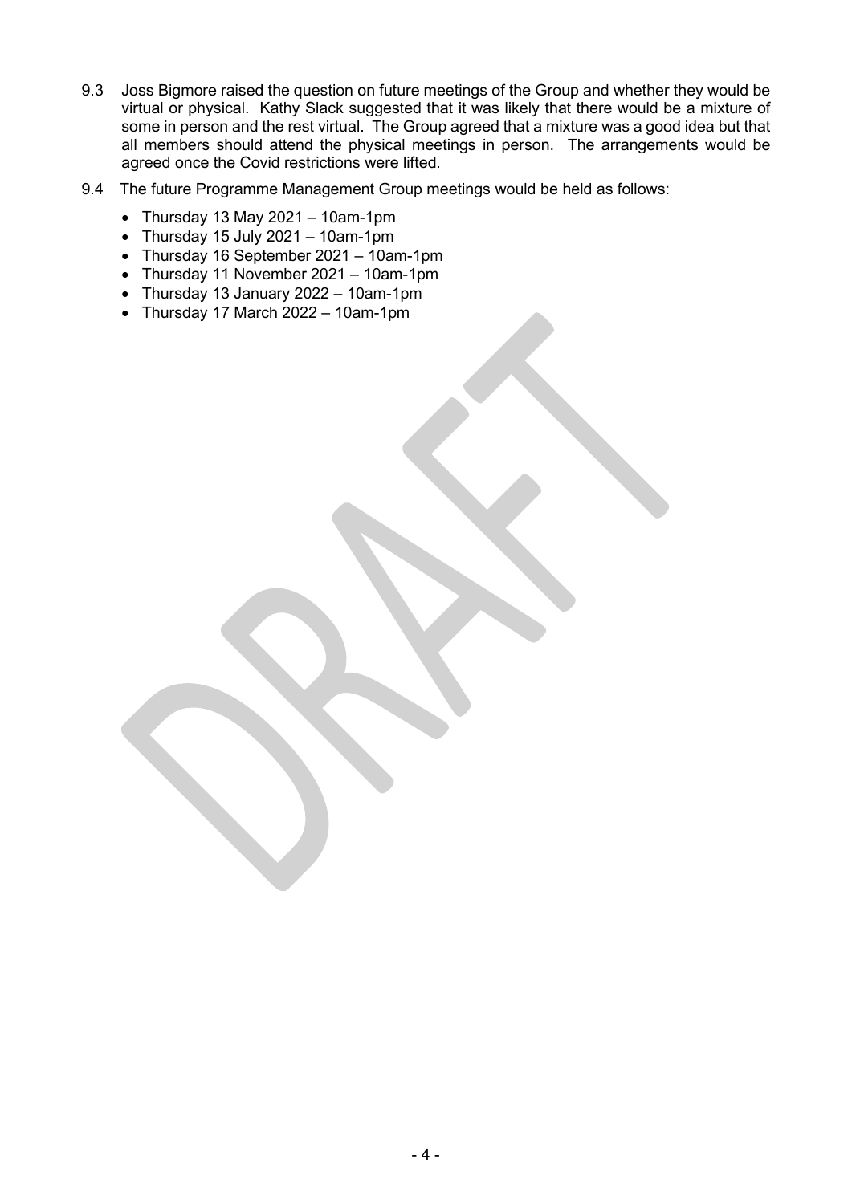9.3 Joss Bigmore raised the question on future meetings of the Group and whether they would be virtual or physical. Kathy Slack suggested that it was likely that there would be a mixture of some in person and the rest virtual. The Group agreed that a mixture was a good idea but that all members should attend the physical meetings in person. The arrangements would be agreed once the Covid restrictions were lifted.

9.4 The future Programme Management Group meetings would be held as follows:

- Thursday 13 May 2021 – 10am-1pm
- Thursday 15 July 2021 – 10am-1pm
- Thursday 16 September 2021 – 10am-1pm
- Thursday 11 November 2021 – 10am-1pm
- Thursday 13 January 2022 – 10am-1pm
- Thursday 17 March 2022 – 10am-1pm